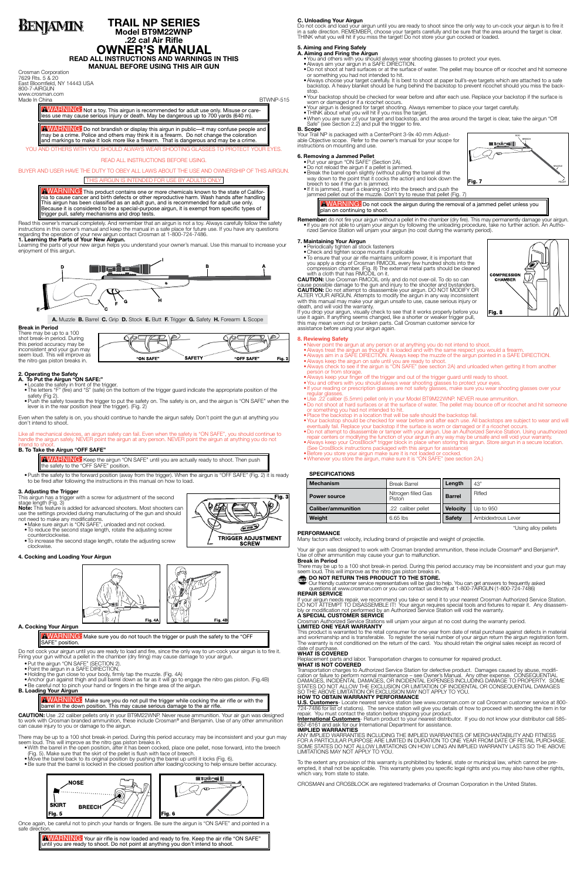BENJAMIN

# TRAIL NP SERIES
## Model BT9M22WNP
## .22 cal Air Rifle
# OWNER'S MANUAL
**READ ALL INSTRUCTIONS AND WARNINGS IN THIS MANUAL BEFORE USING THIS AIR GUN**

Crosman Corporation
7629 Rts. 5 & 20
East Bloomfield, NY 14443 USA
800-7-AIRGUN
www.crosman.com
Made In China

BTWNP-515

**⚠WARNING:** Not a toy. This airgun is recommended for adult use only. Misuse or careless use may cause serious injury or death. May be dangerous up to 700 yards (640 m).

**⚠WARNING:** Do not brandish or display this airgun in public—it may confuse people and may be a crime. Police and others may think it is a firearm. Do not change the coloration and markings to make it look more like a firearm. That is dangerous and may be a crime.

YOU AND OTHERS WITH YOU SHOULD ALWAYS WEAR SHOOTING GLASSES TO PROTECT YOUR EYES.

READ ALL INSTRUCTIONS BEFORE USING.

BUYER AND USER HAVE THE DUTY TO OBEY ALL LAWS ABOUT THE USE AND OWNERSHIP OF THIS AIRGUN.

THIS AIRGUN IS INTENDED FOR USE BY ADULTS ONLY

**⚠WARNING:** This product contains one or more chemicals known to the state of California to cause cancer and birth defects or other reproductive harm. Wash hands after handling. This airgun has been classified as an adult gun, and is recommended for adult use only. Because it is considered to be a special-purpose airgun, it is exempt from specific types of trigger pull, safety mechanisms and drop tests.

Read this owner's manual completely. And remember that an airgun is not a toy. Always carefully follow the safety instructions in this owner's manual and keep the manual in a safe place for future use. If you have any questions regarding the operation of your new airgun contact Crosman at 1-800-724-7486.

### 1. Learning the Parts of Your New Airgun.
Learning the parts of your new airgun helps you understand your owner's manual. Use this manual to increase your enjoyment of this airgun.

**A.** Muzzle **B.** Barrel **C.** Grip **D.** Stock **E.** Butt **F.** Trigger **G.** Safety **H.** Forearm **I.** Scope

**Break in Period**
There may be up to a 100 shot break-in period. During this period accuracy may be inconsistent and your gun may seem loud. This will improve as the nitro gas piston breaks in.

"ON SAFE" SAFETY "OFF SAFE" Fig. 2

### 2. Operating the Safety
**A. To Put the Airgun "ON SAFE:"**
- Locate the safety in front of the trigger.
- The letters "F" (fire) and "S" (safe) on the bottom of the trigger guard indicate the appropriate position of the safety (Fig 2).
- Push the safety towards the trigger to put the safety on. The safety is on, and the airgun is "ON SAFE" when the lever is in the rear position (near the trigger). (Fig. 2)

Even when the safety is on, you should continue to handle the airgun safely. Don't point the gun at anything you don't intend to shoot.

Like all mechanical devices, an airgun safety can fail. Even when the safety is "ON SAFE", you should continue to handle the airgun safely. NEVER point the airgun at any person. NEVER point the airgun at anything you do not intend to shoot.

**B. To Take the Airgun "OFF SAFE"**

**⚠WARNING:** Keep the airgun "ON SAFE" until you are actually ready to shoot. Then push the safety to the "OFF SAFE" position.

- Push the safety to the forward position (away from the trigger). When the airgun is "OFF SAFE" (Fig. 2) it is ready to be fired after following the instructions in this manual on how to load.

### 3. Adjusting the Trigger
This airgun has a trigger with a screw for adjustment of the second stage length (Fig. 3)
**Note:** This feature is added for advanced shooters. Most shooters can use the settings provided during manufacturing of the gun and should not need to make any modifications.
- Make sure airgun is "ON SAFE", unloaded and not cocked.
- To reduce the second stage length, rotate the adjusting screw counterclockwise.
- To increase the second stage length, rotate the adjusting screw clockwise.

Fig. 3 TRIGGER ADJUSTMENT SCREW

### 4. Cocking and Loading Your Airgun

Fig. 4A Fig. 4B

**A. Cocking Your Airgun**

**⚠WARNING:** Make sure you do not touch the trigger or push the safety to the "OFF SAFE" position.

Do not cock your airgun until you are ready to load and fire, since the only way to un-cock your airgun is to fire it. Firing your gun without a pellet in the chamber (dry firing) may cause damage to your airgun.
- Put the airgun "ON SAFE" (SECTION 2).
- Point the airgun in a SAFE DIRECTION.
- Holding the gun close to your body, firmly tap the muzzle. (Fig. 4A)
- Anchor gun against thigh and pull barrel down as far as it will go to engage the nitro gas piston. (Fig.4B)
- Be careful not to pinch your hand or fingers in the hinge area of the airgun.

**B. Loading Your Airgun**

**⚠WARNING:** Make sure you do not pull the trigger while cocking the air rifle or with the barrel in the down position. This may cause serious damage to the air rifle.

**CAUTION:** Use .22 caliber pellets only in your BT9M22WNP. Never reuse ammunition. Your air gun was designed to work with Crosman branded ammunition, these include Crosman® and Benjamin. Use of any other ammunition can cause injury to you or damage to the airgun.

There may be up to a 100 shot break-in period. During this period accuracy may be inconsistent and your gun may seem loud. This will improve as the nitro gas piston breaks in.
- With the barrel in the open position, after it has been cocked, place one pellet, nose forward, into the breech (Fig. 5). Make sure that the skirt of the pellet is flush with face of breech.
- Move the barrel back to its original position by pushing the barrel up until it locks (Fig. 6).
- Be sure that the barrel is locked in the closed position after loading/cocking to help ensure better accuracy.

NOSE SKIRT BREECH Fig. 5 Fig. 6

Once again, be careful not to pinch your hands or fingers. Be sure the airgun is "ON SAFE" and pointed in a safe direction.

**⚠WARNING:** Your air rifle is now loaded and ready to fire. Keep the air rifle "ON SAFE" until you are ready to shoot. Do not point at anything you don't intend to shoot.

**C. Unloading Your Airgun**
Do not cock and load your airgun until you are ready to shoot since the only way to un-cock your airgun is to fire it in a safe direction. REMEMBER, choose your targets carefully and be sure that the area around the target is clear. THINK what you will hit if you miss the target! Do not store your gun cocked or loaded.

### 5. Aiming and Firing Safely
**A. Aiming and Firing the Airgun**
- You and others with you should always wear shooting glasses to protect your eyes.
- Always aim your airgun in a SAFE DIRECTION.
- Do not shoot at hard surfaces or at the surface of water. The pellet may bounce off or ricochet and hit someone or something you had not intended to hit.
- Always choose your target carefully. It is best to shoot at paper bull's-eye targets which are attached to a safe backstop. A heavy blanket should be hung behind the backstop to prevent ricochet should you miss the backstop.
- Your backstop should be checked for wear before and after each use. Replace your backstop if the surface is worn or damaged or if a ricochet occurs.
- Your airgun is designed for target shooting. Always remember to place your target carefully.
- THINK about what you will hit if you miss the target.
- When you are sure of your target and backstop, and the area around the target is clear, take the airgun "Off Safe" (see Section 2.2) and pull the trigger to fire.

**B. Scope**
Your Trail NP is packaged with a CenterPoint 3-9x 40mm Adjustable Objective scope. Refer to the owner's manual for your scope for instructions on mounting and use.

### 6. Removing a Jammed Pellet
- Put your airgun "ON SAFE" (Section 2A).
- Do not reload the airgun if a pellet is jammed.
- Break the barrel open slightly (without pulling the barrel all the way down to the point that it cocks the action) and look down the breech to see if the gun is jammed.
- If it is jammed, insert a cleaning rod into the breech and push the jammed pellet out of the muzzle. Don't try to reuse that pellet (Fig. 7)

Fig. 7

**⚠WARNING:** Do not cock the airgun during the removal of a jammed pellet unless you plan on continuing to shoot.

**Remember:** do not fire your airgun without a pellet in the chamber (dry fire). This may permanently damage your airgun.
- If you are not able to unjam your airgun by following the unloading procedure, take no further action. An Authorized Service Station will unjam your airgun (no cost during the warranty period).

### 7. Maintaining Your Airgun
- Periodically tighten all stock fasteners
- Check and tighten scope mounts if applicable
- To ensure that your air rifle maintains uniform power, it is important that you apply a drop of Crosman RMCOIL every few hundred shots into the compression chamber. (Fig. 8) The external metal parts should be cleaned with a cloth that has RMCOIL on it.

**CAUTION:** Use Crosman RMCOIL only and do not over-oil. To do so can cause possible damage to the gun and injury to the shooter and bystanders.
**CAUTION:** Do not attempt to disassemble your airgun. DO NOT MODIFY OR ALTER YOUR AIRGUN. Attempts to modify the airgun in any way inconsistent with this manual may make your airgun unsafe to use, cause serious injury or death, and will void the warranty.
If you drop your airgun, visually check to see that it works properly before you use it again. If anything seems changed, like a shorter or weaker trigger pull, this may mean worn out or broken parts. Call Crosman customer service for assistance before using your airgun again.

COMPRESSION CHAMBER Fig. 8

### 8. Reviewing Safety
- Never point the airgun at any person or at anything you do not intend to shoot.
- Always treat the airgun as though it is loaded and with the same respect you would a firearm.
- Always aim in a SAFE DIRECTION. Always keep the muzzle of the airgun pointed in a SAFE DIRECTION.
- Always keep your finger off the trigger until you are ready to shoot.
- Always check to see if the airgun is "ON SAFE" (see section 2A) and unloaded when getting it from another person or from storage.
- Always keep your finger off the trigger and out of the trigger guard until ready to shoot.
- You and others with you should always wear shooting glasses to protect your eyes.
- If your reading or prescription glasses are not safety glasses, make sure you wear shooting glasses over your regular glasses.
- Use .22 caliber (5.5mm) pellet only in your Model BT9M22WNP. NEVER reuse ammunition.
- Do not shoot at hard surfaces or at the surface of water. The pellet may bounce off or ricochet and hit someone or something you had not intended to hit.
- Place the backstop in a location that will be safe should the backstop fail.
- Your backstop should be checked for wear before and after each use. All backstops are subject to wear and will eventually fail. Replace your backstop if the surface is worn or damaged or if a ricochet occurs.
- Do not attempt to disassemble or tamper with your airgun. Use an Authorized Service Station. Using unauthorized repair centers or modifying the function of your airgun in any way may be unsafe and will void your warranty.
- Always keep your CrosBlock® trigger block in place when storing this airgun. Store airgun in a secure location. (See CrosBlock instructions packaged with this airgun for assistance)
- Before you store your airgun make sure it is not loaded or cocked.
- Whenever you store the airgun, make sure it is "ON SAFE" (see section 2A.)

### SPECIFICATIONS

| | | | |
|---|---|---|---|
| **Mechanism** | Break Barrel | **Length** | 43" |
| **Power source** | Nitrogen filled Gas Piston | **Barrel** | Rifled |
| **Caliber/ammunition** | .22 caliber pellet | **Velocity** | Up to 950 |
| **Weight** | 6.65 lbs | **Safety** | Ambidextrous Lever |

*Using alloy pellets

**PERFORMANCE**
Many factors affect velocity, including brand of projectile and weight of projectile.

Your air gun was designed to work with Crosman branded ammunition, these include Crosman® and Benjamin®. Use of other ammunition may cause your gun to malfunction.

**Break in Period**
There may be up to a 100 shot break-in period. During this period accuracy may be inconsistent and your gun may seem loud. This will improve as the nitro gas piston breaks in.

**STOP DO NOT RETURN THIS PRODUCT TO THE STORE.**
Our friendly customer service representatives will be glad to help. You can get answers to frequently asked questions at www.crosman.com or you can contact us directly at 1-800-7AIRGUN (1-800-724-7486)

**REPAIR SERVICE**
If your airgun needs repair, we recommend you take or send it to your nearest Crosman Authorized Service Station. DO NOT ATTEMPT TO DISASSEMBLE IT! Your airgun requires special tools and fixtures to repair it. Any disassembly or modification not performed by an Authorized Service Station will void the warranty.

**A SPECIAL CUSTOMER SERVICE**
Crosman Authorized Service Stations will unjam your airgun at no cost during the warranty period.

**LIMITED ONE YEAR WARRANTY**
This product is warranted to the retail consumer for one year from date of retail purchase against defects in material and workmanship and is transferable. To register the serial number of your airgun return the airgun registration form. The warranty is not conditioned on the return of the card. You should retain the original sales receipt as record of date of purchase.

**WHAT IS COVERED**
Replacement parts and labor. Transportation charges to consumer for repaired product.

**WHAT IS NOT COVERED**
Transportation charges to Authorized Service Station for defective product. Damages caused by abuse, modification or failure to perform normal maintenance – see Owner's Manual. Any other expense. CONSEQUENTIAL DAMAGES, INCIDENTAL DAMAGES, OR INCIDENTAL EXPENSES INCLUDING DAMAGE TO PROPERTY. SOME STATES DO NOT ALLOW THE EXCLUSION OR LIMITATION OF INCIDENTAL OR CONSEQUENTIAL DAMAGES SO THE ABOVE LIMITATION OR EXCLUSION MAY NOT APPLY TO YOU.

**HOW TO OBTAIN WARRANTY PERFORMANCE**
**U.S. Customers**- Locate nearest service station (see www.crosman.com or call Crosman customer service at 800-724-7486 for list of stations). The service station will give you details of how to proceed with sending the item in for repair. You must contact the station before shipping your product.
**International Customers**- Return product to your nearest distributor. If you do not know your distributor call 585-657-6161 and ask for our International Department for assistance.

**IMPLIED WARRANTIES**
ANY IMPLIED WARRANTIES INCLUDING THE IMPLIED WARRANTIES OF MERCHANTABILITY AND FITNESS FOR A PARTICULAR PURPOSE ARE LIMITED IN DURATION TO ONE YEAR FROM DATE OF RETAIL PURCHASE. SOME STATES DO NOT ALLOW LIMITATIONS ON HOW LONG AN IMPLIED WARRANTY LASTS SO THE ABOVE LIMITATIONS MAY NOT APPLY TO YOU.

To the extent any provision of this warranty is prohibited by federal, state or municipal law, which cannot be preempted, it shall not be applicable. This warranty gives you specific legal rights and you may also have other rights, which vary, from state to state.

CROSMAN and CROSBLOCK are registered trademarks of Crosman Corporation in the United States.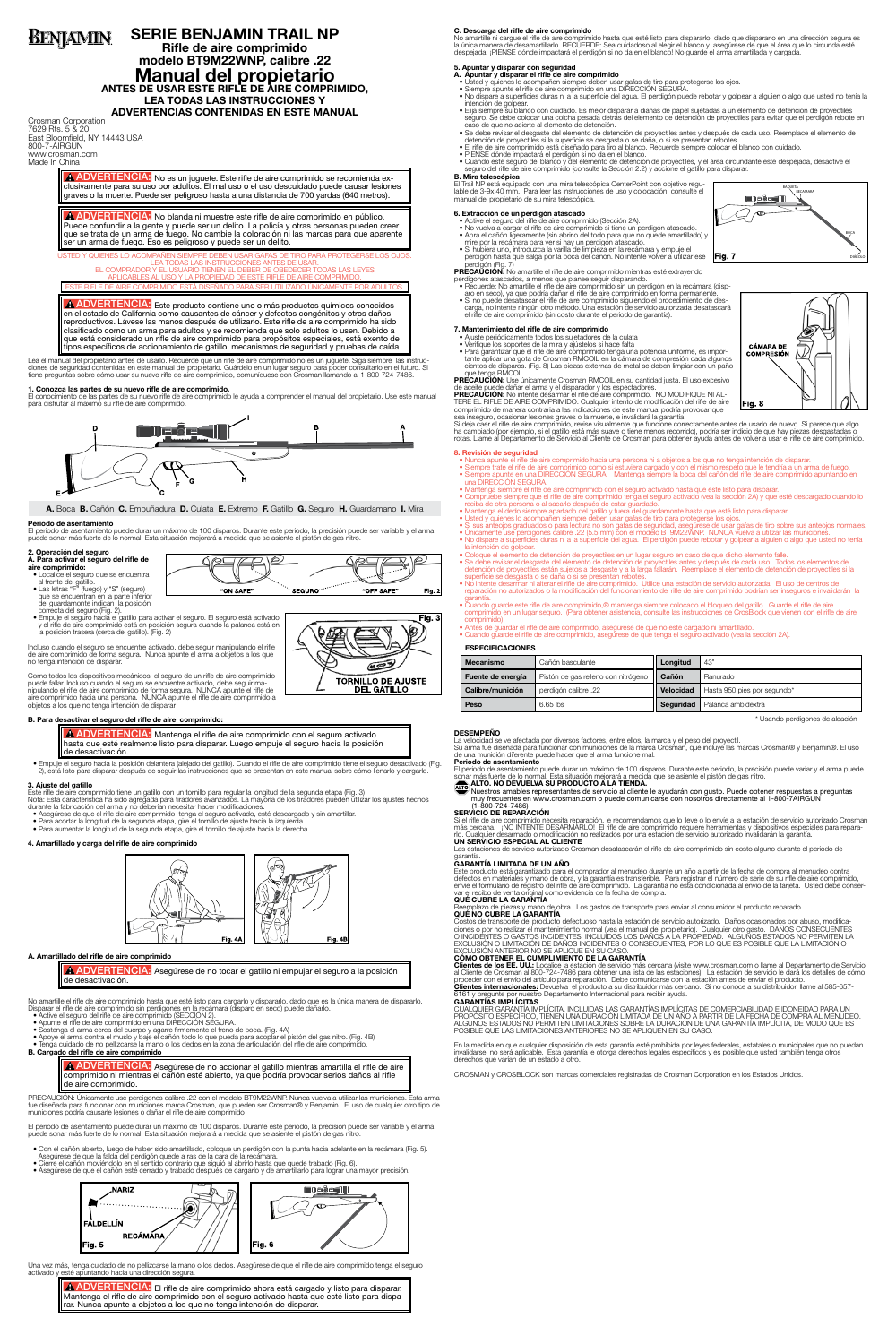# SERIE BENJAMIN TRAIL NP

## Rifle de aire comprimido modelo BT9M22WNP, calibre .22

# Manual del propietario

### ANTES DE USAR ESTE RIFLE DE AIRE COMPRIMIDO, LEA TODAS LAS INSTRUCCIONES Y ADVERTENCIAS CONTENIDAS EN ESTE MANUAL

Crosman Corporation
7629 Rts. 5 & 20
East Bloomfield, NY 14443 USA
800-7-AIRGUN
www.crosman.com
Made In China

**⚠ ADVERTENCIA:** No es un juguete. Este rifle de aire comprimido se recomienda exclusivamente para su uso por adultos. El mal uso o el uso descuidado puede causar lesiones graves o la muerte. Puede ser peligroso hasta a una distancia de 700 yardas (640 metros).

**⚠ ADVERTENCIA:** No blanda ni muestre este rifle de aire comprimido en público. Puede confundir a la gente y puede ser un delito. La policía y otras personas pueden creer que se trata de un arma de fuego. No cambie la coloración ni las marcas para que aparente ser un arma de fuego. Eso es peligroso y puede ser un delito.

USTED Y QUIENES LO ACOMPAÑEN SIEMPRE DEBEN USAR GAFAS DE TIRO PARA PROTEGERSE LOS OJOS.
LEA TODAS LAS INSTRUCCIONES ANTES DE USAR.
EL COMPRADOR Y EL USUARIO TIENEN EL DEBER DE OBEDECER TODAS LAS LEYES APLICABLES AL USO Y LA PROPIEDAD DE ESTE RIFLE DE AIRE COMPRIMIDO.

ESTE RIFLE DE AIRE COMPRIMIDO ESTÁ DISEÑADO PARA SER UTILIZADO ÚNICAMENTE POR ADULTOS.

**⚠ ADVERTENCIA:** Este producto contiene uno o más productos químicos conocidos en el estado de California como causantes de cáncer y defectos congénitos y otros daños reproductivos. Lávese las manos después de utilizarlo. Este rifle de aire comprimido ha sido clasificado como un arma para adultos y se recomienda que solo adultos lo usen. Debido a que está considerado un rifle de aire comprimido para propósitos especiales, está exento de tipos específicos de accionamiento de gatillo, mecanismos de seguridad y pruebas de caída.

Lea el manual del propietario antes de usarlo. Recuerde que un rifle de aire comprimido no es un juguete. Siga siempre las instrucciones de seguridad contenidas en este manual del propietario. Guárdelo en un lugar seguro para poder consultarlo en el futuro. Si tiene preguntas sobre cómo usar su nuevo rifle de aire comprimido, comuníquese con Crosman llamando al 1-800-724-7486.

### 1. Conozca las partes de su nuevo rifle de aire comprimido.

El conocimiento de las partes de su nuevo rifle de aire comprimido le ayuda a comprender el manual del propietario. Use este manual para disfrutar al máximo su rifle de aire comprimido.

D I B A E C F G H

**A.** Boca **B.** Cañón **C.** Empuñadura **D.** Culata **E.** Extremo **F.** Gatillo **G.** Seguro **H.** Guardamano **I.** Mira

**Periodo de asentamiento**

El periodo de asentamiento puede durar un máximo de 100 disparos. Durante este periodo, la precisión puede ser variable y el arma puede sonar más fuerte de lo normal. Esta situación mejorará a medida que se asiente el pistón de gas nitro.

### 2. Operación del seguro

**A. Para activar el seguro del rifle de aire comprimido:**

- Localice el seguro que se encuentra al frente del gatillo.
- Las letras "F" (fuego) y "S" (seguro) que se encuentran en la parte inferior del guardamonte indican la posición correcta del seguro (Fig. 2).
- Empuje el seguro hacia el gatillo para activar el seguro. El seguro está activado y el rifle de aire comprimido está en posición segura cuando la palanca está en la posición trasera (cerca del gatillo). (Fig. 2)

"ON SAFE" SEGURO "OFF SAFE" Fig. 2

Fig. 3
TORNILLO DE AJUSTE DEL GATILLO

Incluso cuando el seguro se encuentre activado, debe seguir manipulando el rifle de aire comprimido de forma segura. Nunca apunte el arma a objetos a los que no tenga intención de disparar.

Como todos los dispositivos mecánicos, el seguro de un rifle de aire comprimido puede fallar. Incluso cuando el seguro se encuentre activado, debe seguir manipulando el rifle de aire comprimido de forma segura. NUNCA apunte el rifle de aire comprimido hacia una persona. NUNCA apunte el rifle de aire comprimido a objetos a los que no tenga intención de disparar

**B. Para desactivar el seguro del rifle de aire comprimido:**

**⚠ ADVERTENCIA:** Mantenga el rifle de aire comprimido con el seguro activado hasta que esté realmente listo para disparar. Luego empuje el seguro hacia la posición de desactivación.

- Empuje el seguro hacia la posición delantera (alejado del gatillo). Cuando el rifle de aire comprimido tiene el seguro desactivado (Fig. 2), está listo para disparar después de seguir las instrucciones que se presentan en este manual sobre cómo llenarlo y cargarlo.

### 3. Ajuste del gatillo

Este rifle de aire comprimido tiene un gatillo con un tornillo para regular la longitud de la segunda etapa (Fig. 3)
Nota: Esta característica ha sido agregada para tiradores avanzados. La mayoría de los tiradores pueden utilizar los ajustes hechos durante la fabricación del arma y no deberían necesitar hacer modificaciones.

- Asegúrese de que el rifle de aire comprimido tenga el seguro activado, esté descargado y sin amartillar.
- Para acortar la longitud de la segunda etapa, gire el tornillo de ajuste hacia la izquierda.
- Para aumentar la longitud de la segunda etapa, gire el tornillo de ajuste hacia la derecha.

### 4. Amartillado y carga del rifle de aire comprimido

Fig. 4A Fig. 4B

**A. Amartillado del rifle de aire comprimido**

**⚠ ADVERTENCIA:** Asegúrese de no tocar el gatillo ni empujar el seguro a la posición de desactivación.

No amartille el rifle de aire comprimido hasta que esté listo para cargarlo y dispararlo, dado que es la única manera de dispararlo. Disparar el rifle de aire comprimido sin perdigones en la recámara (disparo en seco) puede dañarlo.

- Active el seguro del rifle de aire comprimido (SECCIÓN 2).
- Apunte el rifle de aire comprimido en una DIRECCIÓN SEGURA.
- Sostenga el arma cerca del cuerpo y agarre firmemente el freno de boca. (Fig. 4A)
- Apoye el arma contra el muslo y baje el cañón todo lo que pueda para acoplar el pistón del gas nitro. (Fig. 4B)
- Tenga cuidado de no pellizcarse la mano o los dedos en la zona de articulación del rifle de aire comprimido.

**B. Cargado del rifle de aire comprimido**

**⚠ ADVERTENCIA:** Asegúrese de no accionar el gatillo mientras amartilla el rifle de aire comprimido ni mientras el cañón esté abierto, ya que podría provocar serios daños al rifle de aire comprimido.

PRECAUCIÓN: Únicamente use perdigones calibre .22 con el modelo BT9M22WNP. Nunca vuelva a utilizar las municiones. Esta arma fue diseñada para funcionar con municiones marca Crosman, que pueden ser Crosman® y Benjamin® El uso de cualquier otro tipo de municiones podría causarle lesiones o dañar el rifle de aire comprimido

El periodo de asentamiento puede durar un máximo de 100 disparos. Durante este periodo, la precisión puede ser variable y el arma puede sonar más fuerte de lo normal. Esta situación mejorará a medida que se asiente el pistón de gas nitro.

- Con el cañón abierto, luego de haber sido amartillado, coloque un perdigón con la punta hacia adelante en la recámara (Fig. 5). Asegúrese de que la falda del perdigón quede a ras de la cara de la recámara.
- Cierre el cañón moviéndolo en el sentido contrario que siguió al abrirlo hasta que quede trabado (Fig. 6).
- Asegúrese de que el cañón esté cerrado y trabado después de cargarlo y de amartillarlo para lograr una mayor precisión.

NARIZ
FALDELLÍN
RECÁMARA
Fig. 5 Fig. 6

Una vez más, tenga cuidado de no pellizcarse la mano o los dedos. Asegúrese de que el rifle de aire comprimido tenga el seguro activado y esté apuntando hacia una dirección segura.

**⚠ ADVERTENCIA:** El rifle de aire comprimido ahora está cargado y listo para disparar. Mantenga el rifle de aire comprimido con el seguro activado hasta que esté listo para disparar. Nunca apunte a objetos a los que no tenga intención de disparar.

**C. Descarga del rifle de aire comprimido**

No amartille ni cargue el rifle de aire comprimido hasta que esté listo para dispararlo, dado que disparar en una dirección segura es la única manera de desamartillarlo. RECUERDE: Sea cuidadoso al elegir el blanco y asegúrese de que el área que lo circunda esté despejada. ¡PIENSE dónde impactará el perdigón si no da en el blanco! No guarde el arma amartillada y cargada.

### 5. Apuntar y disparar con seguridad

**A. Apuntar y disparar el rifle de aire comprimido**

- Usted y quienes lo acompañen siempre deben usar gafas de tiro para protegerse los ojos.
- Siempre apunte el rifle de aire comprimido en una DIRECCIÓN SEGURA.
- No dispare a superficies duras ni a la superficie del agua. El perdigón puede rebotar y golpear a alguien o algo que usted no tenía la intención de golpear.
- Elija siempre su blanco con cuidado. Es mejor disparar a dianas de papel sujetadas a un elemento de detención de proyectiles seguro. Se debe colocar una colcha pesada detrás del elemento de detención de proyectiles para evitar que el perdigón rebote en caso de que no acierte al elemento de detención.
- Se debe revisar el desgaste del elemento de detención de proyectiles antes y después de cada uso. Reemplace el elemento de detención de proyectiles si la superficie se desgasta o se daña, o si se presentan rebotes.
- El rifle de aire comprimido está diseñado para tiro al blanco. Recuerde siempre colocar el blanco con cuidado.
- PIENSE dónde impactará el perdigón si no da en el blanco.
- Cuando esté seguro del blanco y del elemento de detención de proyectiles, y el área circundante esté despejada, desactive el seguro del rifle de aire comprimido (consulte la Sección 2.2) y accione el gatillo para disparar.

**B. Mira telescópica**

El Trail NP está equipado con una mira telescópica CenterPoint con objetivo regulable de 3-9x 40 mm. Para leer las instrucciones de uso y colocación, consulte el manual del propietario de su mira telescópica.

BAQUETA RECÁMARA BOCA DIBUJO Fig. 7

### 6. Extracción de un perdigón atascado

- Active el seguro del rifle de aire comprimido (Sección 2A).
- No vuelva a cargar el rifle de aire comprimido si tiene un perdigón atascado.
- Abra el cañón ligeramente (sin abrirlo del todo para que no quede amartillado) y mire por la recámara para ver si hay un perdigón atascado.
- Si hubiera uno, introduzca la varilla de limpieza en la recámara y empuje el perdigón hasta que salga por la boca del cañón. No intente volver a utilizar ese perdigón (Fig. 7)

**PRECAUCIÓN:** No amartille el rifle de aire comprimido mientras esté extrayendo perdigones atascados, a menos que planee seguir disparando.

- Recuerde: No amartille el rifle de aire comprimido sin un perdigón en la recámara (disparo en seco), ya que podría dañar el rifle de aire comprimido en forma permanente.
- Si no puede desatascar el rifle de aire comprimido siguiendo el procedimiento de descarga, no intente ningún otro método. Una estación de servicio autorizada desatascará el rifle de aire comprimido (sin costo durante el periodo de garantía).

CÁMARA DE COMPRESIÓN Fig. 8

### 7. Mantenimiento del rifle de aire comprimido

- Ajuste periódicamente todos los sujetadores de la culata
- Verifique los soportes de la mira y ajústelos si hace falta
- Para garantizar que el rifle de aire comprimido tenga una potencia uniforme, es importante aplicar una gota de Crosman RMCOIL en la cámara de compresión cada algunos cientos de disparos. (Fig. 8) Las piezas externas de metal se deben limpiar con un paño que tenga RMCOIL.

**PRECAUCIÓN:** Use únicamente Crosman RMCOIL en su cantidad justa. El uso excesivo de aceite puede dañar el arma y el disparador y los espectadores.

**PRECAUCIÓN:** No intente desarmar el rifle de aire comprimido. NO MODIFIQUE NI ALTERE EL RIFLE DE AIRE COMPRIMIDO. Cualquier intento de modificación del rifle de aire comprimido de manera contraria a las indicaciones de este manual podría provocar que sea inseguro, ocasionar lesiones graves o la muerte, e invalidará la garantía.

Si deja caer el rifle de aire comprimido, revise visualmente que funcione correctamente antes de usarlo de nuevo. Si parece que algo ha cambiado (por ejemplo, si el gatillo está más suave o tiene menos recorrido), podría ser indicio de que hay piezas desgastadas o rotas. Llame al Departamento de Servicio al Cliente de Crosman para obtener ayuda antes de volver a usar el rifle de aire comprimido.

### 8. Revisión de seguridad

- Nunca apunte el rifle de aire comprimido hacia una persona ni a objetos a los que no tenga intención de disparar.
- Siempre trate el rifle de aire comprimido como si estuviera cargado y con el mismo respeto que le tendría a un arma de fuego.
- Siempre apunte en una DIRECCIÓN SEGURA. Mantenga siempre la boca del cañón del rifle de aire comprimido apuntando en una DIRECCIÓN SEGURA.
- Mantenga siempre el rifle de aire comprimido con el seguro activado hasta que esté listo para disparar.
- Compruebe siempre que el rifle de aire comprimido tenga el seguro activado (vea la sección 2A) y que esté descargado cuando lo reciba de otra persona o al sacarlo después de estar guardado.
- Mantenga el dedo siempre apartado del gatillo y fuera del guardamonte hasta que esté listo para disparar.
- Usted y quienes lo acompañen siempre deben usar gafas de tiro para protegerse los ojos.
- Si usa anteojos graduados o para lectura no son gafas de seguridad, asegúrese de usar gafas de tiro sobre sus anteojos normales.
- Únicamente use perdigones calibre .22 (5.5 mm) con el modelo BT9M22WNP. NUNCA vuelva a utilizar las municiones.
- No dispare a superficies duras ni a la superficie del agua. El perdigón puede rebotar y golpear a alguien o algo que usted no tenía la intención de golpear.
- Coloque el elemento de detención de proyectiles en un lugar seguro en caso de que dicho elemento falle.
- Se debe revisar el desgaste del elemento de detención de proyectiles antes y después de cada uso. Todos los elementos de detención de proyectiles están sujetos a desgaste y a la larga fallarán. Reemplace el elemento de detención de proyectiles si la superficie se desgasta o se daña o si se presentan rebotes.
- No intente desarmar ni alterar el rifle de aire comprimido. Utilice una estación de servicio autorizada. El uso de centros de reparación no autorizados o la modificación del funcionamiento del rifle de aire comprimido podrían ser inseguros e invalidarán la garantía.
- Cuando guarde este rifle de aire comprimido,® mantenga siempre colocado el bloqueo del gatillo. Guarde el rifle de aire comprimido en un lugar seguro. (Para obtener asistencia, consulte las instrucciones de CrosBlock que vienen con el rifle de aire comprimido)
- Antes de guardar el rifle de aire comprimido, asegúrese de que no esté cargado ni amartillado.
- Cuando guarde el rifle de aire comprimido, asegúrese de que tenga el seguro activado (vea la sección 2A).

#### ESPECIFICACIONES

| | | | |
|---|---|---|---|
| **Mecanismo** | Cañón basculante | **Longitud** | 43" |
| **Fuente de energía** | Pistón de gas relleno con nitrógeno | **Cañón** | Ranurado |
| **Calibre/munición** | perdigón calibre .22 | **Velocidad** | Hasta 950 pies por segundo* |
| **Peso** | 6.65 lbs | **Seguridad** | Palanca ambidextra |

\* Usando perdigones de aleación

**DESEMPEÑO**

La velocidad se ve afectada por diversos factores, entre ellos, la marca y el peso del proyectil.
Su arma fue diseñada para funcionar con municiones de la marca Crosman, que incluye las marcas Crosman® y Benjamin®. El uso de una munición diferente puede hacer que el arma funcione mal.

**Periodo de asentamiento**

El periodo de asentamiento puede durar un máximo de 100 disparos. Durante este periodo, la precisión puede variar y el arma puede sonar más fuerte de lo normal. Esta situación mejorará a medida que se asiente el pistón de gas nitro.

**ALTO. NO DEVUELVA SU PRODUCTO A LA TIENDA.**

Nuestros amables representantes de servicio al cliente le ayudarán con gusto. Puede obtener respuestas a preguntas muy frecuentes en www.crosman.com o puede comunicarse con nosotros directamente al 1-800-7AIRGUN (1-800-724-7486)

**SERVICIO DE REPARACIÓN**

Si el rifle de aire comprimido necesita reparación, le recomendamos que lo lleve o lo envíe a la estación de servicio autorizado Crosman más cercana. ¡NO INTENTE DESARMARLO! El rifle de aire comprimido requiere herramientas y dispositivos especiales para reparación. Cualquier desarmado o modificación no realizados por una estación de servicio autorizado invalidarán la garantía.

**UN SERVICIO ESPECIAL AL CLIENTE**

Las estaciones de servicio autorizado Crosman desatascarán el rifle de aire comprimido sin costo alguno durante el periodo de garantía.

**GARANTÍA LIMITADA DE UN AÑO**

Este producto está garantizado para el comprador al menudeo durante un año a partir de la fecha de compra al menudeo contra defectos en materiales y mano de obra, y la garantía es transferible. Para registrar el número de serie de su rifle de aire comprimido, envíe el formulario de registro del rifle de aire comprimido. La garantía no está condicionada al envío de la tarjeta. Usted debe conservar el recibo de venta original como evidencia de la fecha de compra.

**QUÉ CUBRE LA GARANTÍA**

Reemplazo de piezas y mano de obra. Los gastos de transporte para enviar al consumidor el producto reparado.

**QUÉ NO CUBRE LA GARANTÍA**

Costos de transporte del producto defectuoso hasta la estación de servicio autorizado. Daños ocasionados por abuso, modificaciones o por no realizar el mantenimiento normal (vea el manual del propietario). Cualquier otro gasto. DAÑOS CONSECUENTES O INCIDENTES O GASTOS INCIDENTES, INCLUIDOS LOS DAÑOS A LA PROPIEDAD. ALGUNOS ESTADOS NO PERMITEN LA EXCLUSIÓN O LIMITACIÓN DE DAÑOS INCIDENTES O CONSECUENTES, POR LO QUE ES POSIBLE QUE LA LIMITACIÓN O EXCLUSIÓN ANTERIOR NO SE APLIQUE EN SU CASO.

**CÓMO OBTENER EL CUMPLIMIENTO DE LA GARANTÍA**

**Clientes de los EE. UU.:** Localice la estación de servicio más cercana (visite www.crosman.com o llame al Departamento de Servicio al Cliente de Crosman al 800-724-7486 para obtener una lista de las estaciones). La estación de servicio le dará los detalles de cómo proceder con el envío del artículo para reparación. Debe comunicarse con la estación antes de enviar el producto.

**Clientes internacionales:** Devuelva el producto a su distribuidor más cercano. Si no conoce a su distribuidor, llame al 585-657-6161 y pregunte por nuestro Departamento Internacional para recibir ayuda.

**GARANTÍAS IMPLÍCITAS**

CUALQUIER GARANTÍA IMPLÍCITA, INCLUIDAS LAS GARANTÍAS IMPLÍCITAS DE COMERCIABILIDAD E IDONEIDAD PARA UN PROPÓSITO ESPECÍFICO, TIENEN UNA DURACIÓN LIMITADA DE UN AÑO A PARTIR DE LA FECHA DE COMPRA AL MENUDEO. ALGUNOS ESTADOS NO PERMITEN LIMITACIONES SOBRE LA DURACIÓN DE UNA GARANTÍA IMPLÍCITA, DE MODO QUE ES POSIBLE QUE LAS LIMITACIONES ANTERIORES NO SE APLIQUEN EN SU CASO.

En la medida en que cualquier disposición de esta garantía esté prohibida por leyes federales, estatales o municipales que no puedan invalidarse, no será aplicable. Esta garantía le otorga derechos legales específicos y es posible que usted también tenga otros derechos que varían de un estado a otro.

CROSMAN y CROSBLOCK son marcas comerciales registradas de Crosman Corporation en los Estados Unidos.